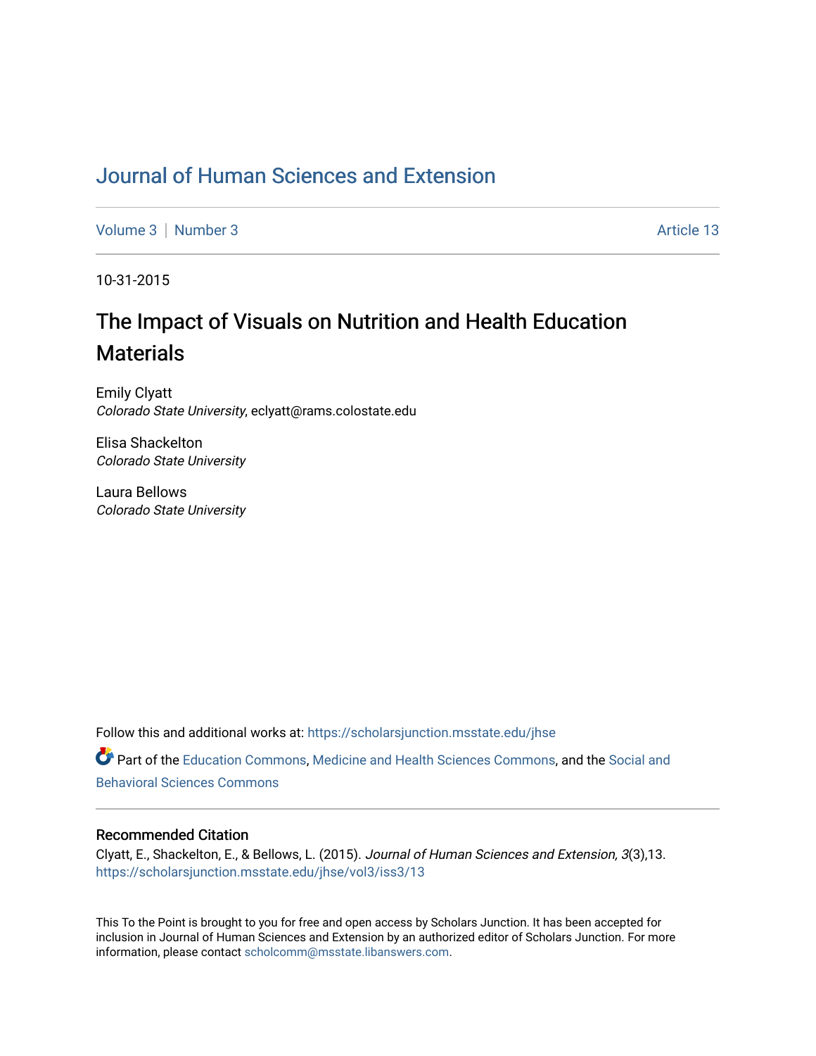# Journal of Human Sciences and Extension

Volume 3 | Number 3 Article 13

10-31-2015

## The Impact of Visuals on Nutrition and Health Education Materials

Emily Clyatt
*Colorado State University*, eclyatt@rams.colostate.edu

Elisa Shackelton
*Colorado State University*

Laura Bellows
*Colorado State University*

Follow this and additional works at: https://scholarsjunction.msstate.edu/jhse

Part of the Education Commons, Medicine and Health Sciences Commons, and the Social and Behavioral Sciences Commons

### Recommended Citation

Clyatt, E., Shackelton, E., & Bellows, L. (2015). *Journal of Human Sciences and Extension, 3*(3),13.
https://scholarsjunction.msstate.edu/jhse/vol3/iss3/13

This To the Point is brought to you for free and open access by Scholars Junction. It has been accepted for inclusion in Journal of Human Sciences and Extension by an authorized editor of Scholars Junction. For more information, please contact scholcomm@msstate.libanswers.com.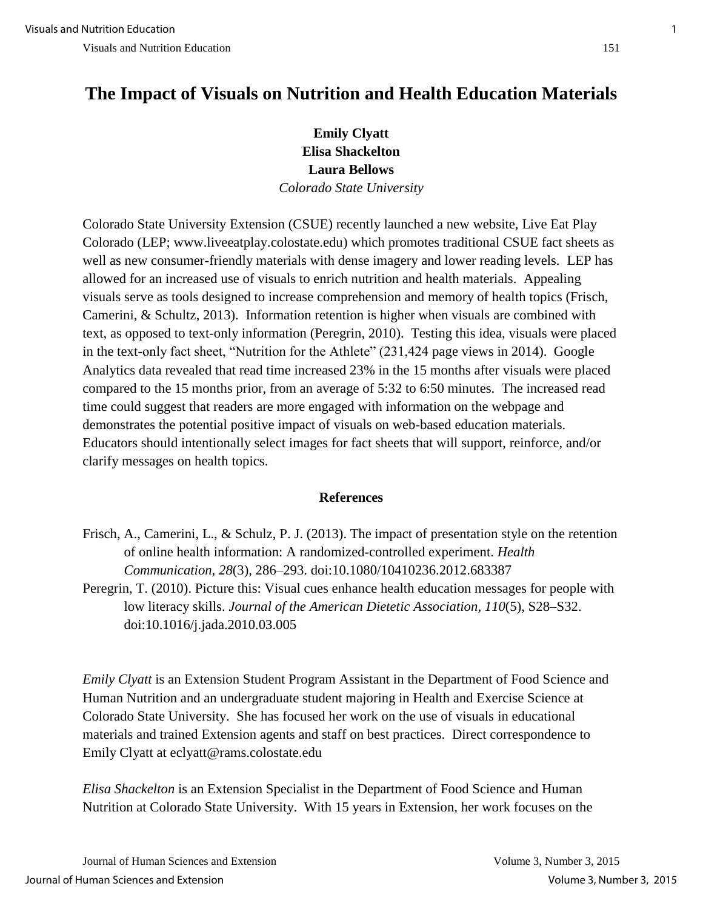# The Impact of Visuals on Nutrition and Health Education Materials

**Emily Clyatt**
**Elisa Shackelton**
**Laura Bellows**
*Colorado State University*

Colorado State University Extension (CSUE) recently launched a new website, Live Eat Play Colorado (LEP; www.liveeatplay.colostate.edu) which promotes traditional CSUE fact sheets as well as new consumer-friendly materials with dense imagery and lower reading levels. LEP has allowed for an increased use of visuals to enrich nutrition and health materials. Appealing visuals serve as tools designed to increase comprehension and memory of health topics (Frisch, Camerini, & Schultz, 2013). Information retention is higher when visuals are combined with text, as opposed to text-only information (Peregrin, 2010). Testing this idea, visuals were placed in the text-only fact sheet, "Nutrition for the Athlete" (231,424 page views in 2014). Google Analytics data revealed that read time increased 23% in the 15 months after visuals were placed compared to the 15 months prior, from an average of 5:32 to 6:50 minutes. The increased read time could suggest that readers are more engaged with information on the webpage and demonstrates the potential positive impact of visuals on web-based education materials. Educators should intentionally select images for fact sheets that will support, reinforce, and/or clarify messages on health topics.

## References

Frisch, A., Camerini, L., & Schulz, P. J. (2013). The impact of presentation style on the retention of online health information: A randomized-controlled experiment. *Health Communication, 28*(3), 286–293. doi:10.1080/10410236.2012.683387

Peregrin, T. (2010). Picture this: Visual cues enhance health education messages for people with low literacy skills. *Journal of the American Dietetic Association, 110*(5), S28–S32. doi:10.1016/j.jada.2010.03.005

*Emily Clyatt* is an Extension Student Program Assistant in the Department of Food Science and Human Nutrition and an undergraduate student majoring in Health and Exercise Science at Colorado State University. She has focused her work on the use of visuals in educational materials and trained Extension agents and staff on best practices. Direct correspondence to Emily Clyatt at eclyatt@rams.colostate.edu

*Elisa Shackelton* is an Extension Specialist in the Department of Food Science and Human Nutrition at Colorado State University. With 15 years in Extension, her work focuses on the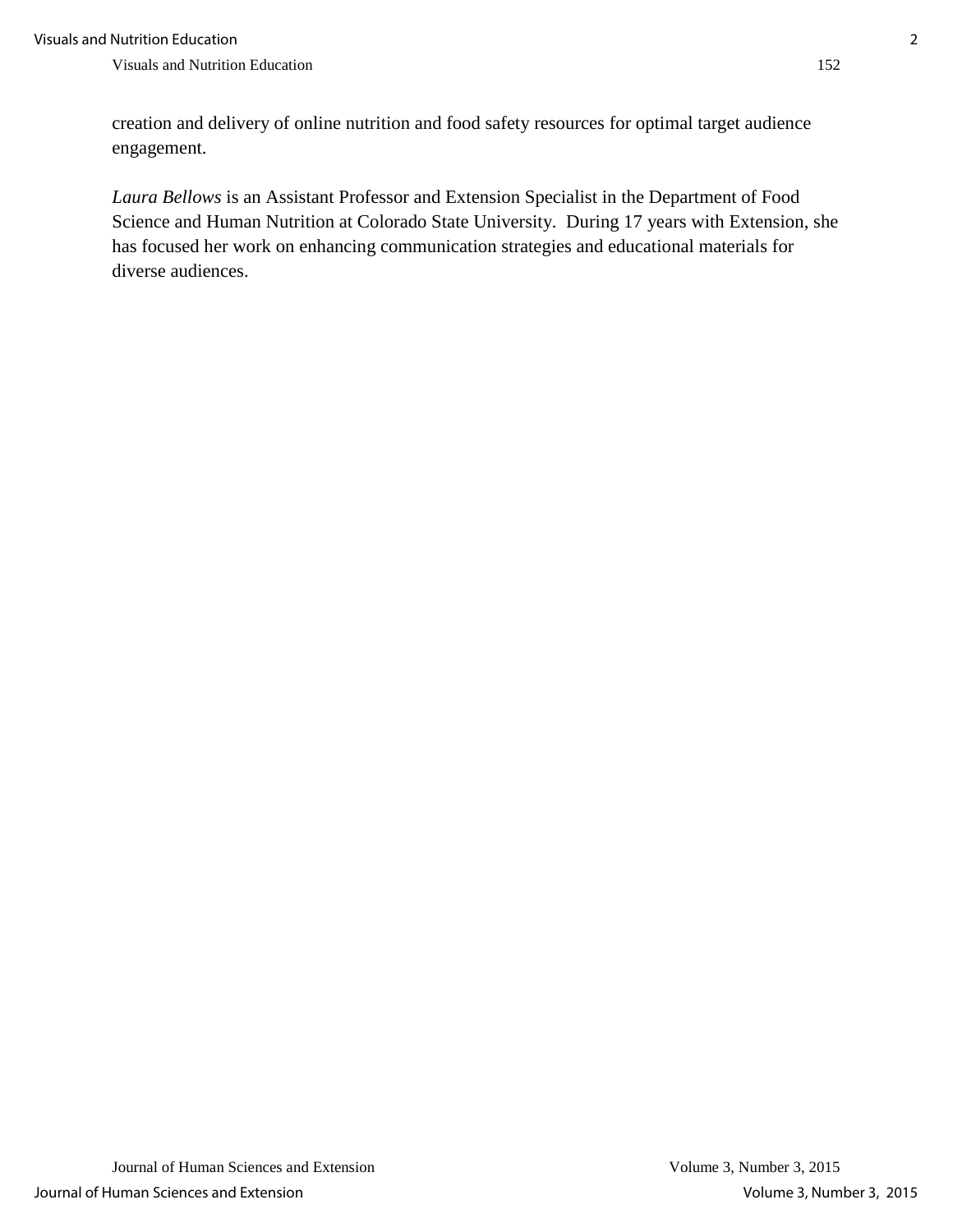creation and delivery of online nutrition and food safety resources for optimal target audience engagement.

*Laura Bellows* is an Assistant Professor and Extension Specialist in the Department of Food Science and Human Nutrition at Colorado State University. During 17 years with Extension, she has focused her work on enhancing communication strategies and educational materials for diverse audiences.